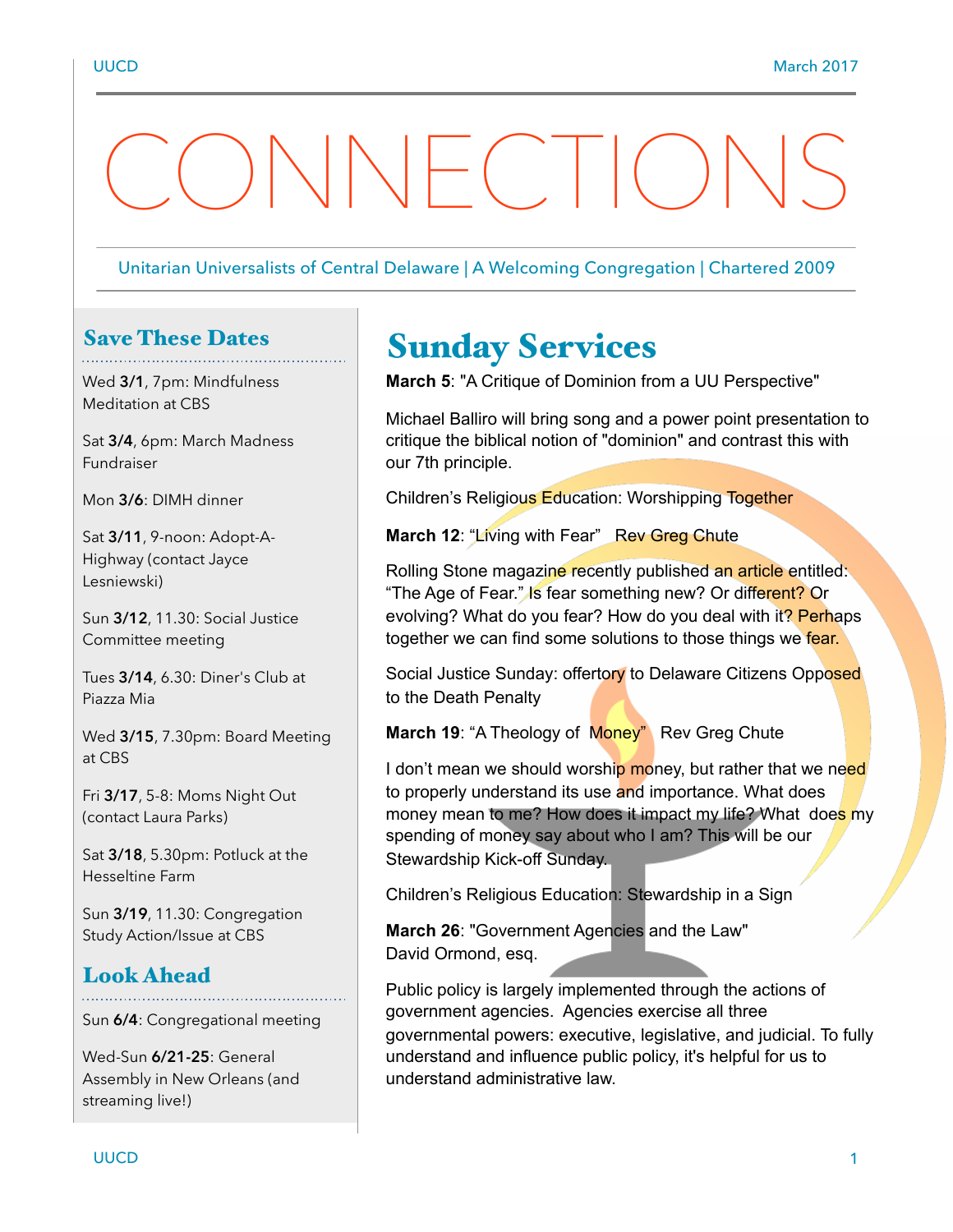# CONNECTIONS

Unitarian Universalists of Central Delaware | A Welcoming Congregation | Chartered 2009

## Save These Dates

Wed **3/1**, 7pm: Mindfulness Meditation at CBS

Sat **3/4**, 6pm: March Madness Fundraiser

Mon **3/6**: DIMH dinner

Sat **3/11**, 9-noon: Adopt-A-Highway (contact Jayce Lesniewski)

Sun **3/12**, 11.30: Social Justice Committee meeting

Tues **3/14**, 6.30: Diner's Club at Piazza Mia

Wed **3/15**, 7.30pm: Board Meeting at CBS

Fri **3/17**, 5-8: Moms Night Out (contact Laura Parks)

Sat **3/18**, 5.30pm: Potluck at the Hesseltine Farm

Sun **3/19**, 11.30: Congregation Study Action/Issue at CBS

## Look Ahead

Sun **6/4**: Congregational meeting

Wed-Sun **6/21-25**: General Assembly in New Orleans (and streaming live!)

## Sunday Services

**March 5**: "A Critique of Dominion from a UU Perspective"

Michael Balliro will bring song and a power point presentation to critique the biblical notion of "dominion" and contrast this with our 7th principle.

Children's Religious Education: Worshipping Together

**March 12**: "Living with Fear"   Rev Greg Chute

Rolling Stone magazine recently published an article entitled: "The Age of Fear." Is fear something new? Or different? Or evolving? What do you fear? How do you deal with it? Perhaps together we can find some solutions to those things we fear.

Social Justice Sunday: offertory to Delaware Citizens Opposed to the Death Penalty

**March 19**: "A Theology of Money"   Rev Greg Chute

I don't mean we should worship money, but rather that we need to properly understand its use and importance. What does money mean to me? How does it impact my life? What does my spending of money say about who I am? This will be our Stewardship Kick-off Sunday.

Children's Religious Education: Stewardship in a Sign

**March 26**: "Government Agencies and the Law"
David Ormond, esq.

Public policy is largely implemented through the actions of government agencies. Agencies exercise all three governmental powers: executive, legislative, and judicial. To fully understand and influence public policy, it's helpful for us to understand administrative law.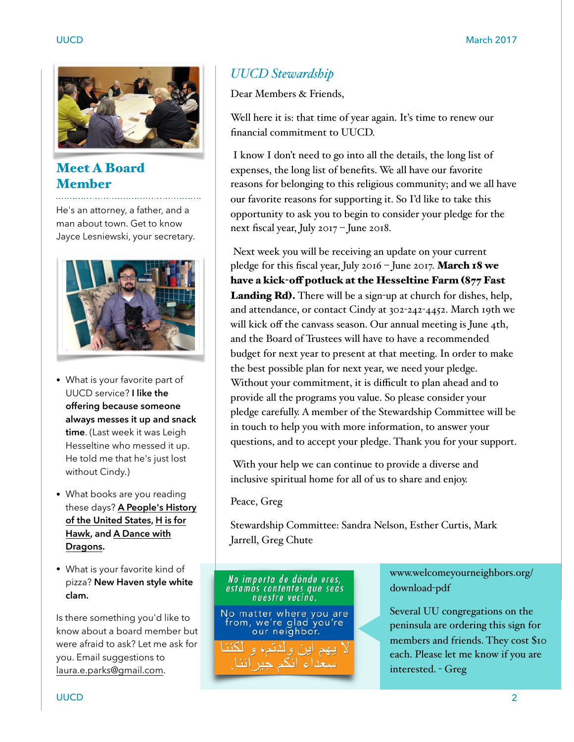## Meet A Board Member

He's an attorney, a father, and a man about town. Get to know Jayce Lesniewski, your secretary.

- What is your favorite part of UUCD service? **I like the offering because someone always messes it up and snack time**. (Last week it was Leigh Hesseltine who messed it up. He told me that he's just lost without Cindy.)
- What books are you reading these days? **A People's History of the United States, H is for Hawk, and A Dance with Dragons.**
- What is your favorite kind of pizza? **New Haven style white clam.**

Is there something you'd like to know about a board member but were afraid to ask? Let me ask for you. Email suggestions to laura.e.parks@gmail.com.

## *UUCD Stewardship*

Dear Members & Friends,

Well here it is: that time of year again. It's time to renew our financial commitment to UUCD.

I know I don't need to go into all the details, the long list of expenses, the long list of benefits. We all have our favorite reasons for belonging to this religious community; and we all have our favorite reasons for supporting it. So I'd like to take this opportunity to ask you to begin to consider your pledge for the next fiscal year, July 2017 – June 2018.

Next week you will be receiving an update on your current pledge for this fiscal year, July 2016 – June 2017. **March 18 we have a kick-off potluck at the Hesseltine Farm (877 Fast Landing Rd).** There will be a sign-up at church for dishes, help, and attendance, or contact Cindy at 302-242-4452. March 19th we will kick off the canvass season. Our annual meeting is June 4th, and the Board of Trustees will have to have a recommended budget for next year to present at that meeting. In order to make the best possible plan for next year, we need your pledge. Without your commitment, it is difficult to plan ahead and to provide all the programs you value. So please consider your pledge carefully. A member of the Stewardship Committee will be in touch to help you with more information, to answer your questions, and to accept your pledge. Thank you for your support.

With your help we can continue to provide a diverse and inclusive spiritual home for all of us to share and enjoy.

Peace, Greg

Stewardship Committee: Sandra Nelson, Esther Curtis, Mark Jarrell, Greg Chute

No importa de dónde eres, estamos contentos que seas nuestro vecino.

No matter where you are from, we're glad you're our neighbor.

لا يهم اين ولدتم، و لكننا سعداء انكم جيراننا

www.welcomeyourneighbors.org/download-pdf

Several UU congregations on the peninsula are ordering this sign for members and friends. They cost $10 each. Please let me know if you are interested. - Greg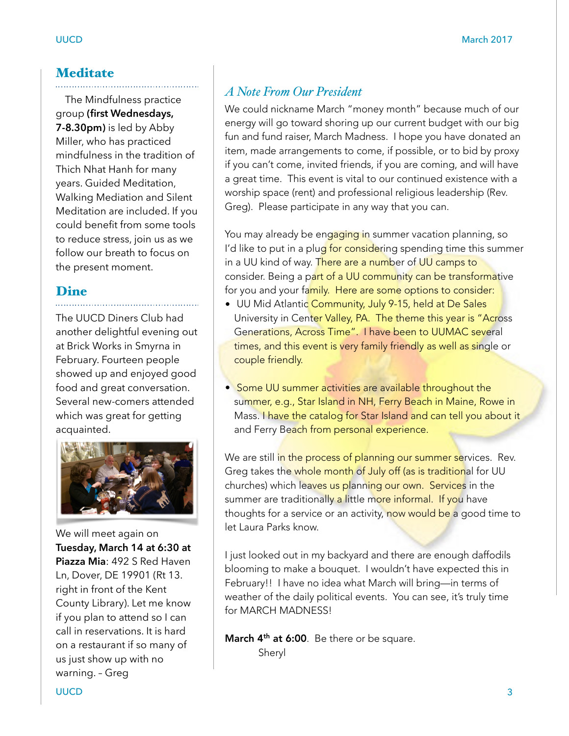## Meditate

The Mindfulness practice group **(first Wednesdays, 7-8.30pm)** is led by Abby Miller, who has practiced mindfulness in the tradition of Thich Nhat Hanh for many years. Guided Meditation, Walking Mediation and Silent Meditation are included. If you could benefit from some tools to reduce stress, join us as we follow our breath to focus on the present moment.

## Dine

The UUCD Diners Club had another delightful evening out at Brick Works in Smyrna in February. Fourteen people showed up and enjoyed good food and great conversation. Several new-comers attended which was great for getting acquainted.

We will meet again on **Tuesday, March 14 at 6:30 at Piazza Mia**: 492 S Red Haven Ln, Dover, DE 19901 (Rt 13. right in front of the Kent County Library). Let me know if you plan to attend so I can call in reservations. It is hard on a restaurant if so many of us just show up with no warning. – Greg

## *A Note From Our President*

We could nickname March "money month" because much of our energy will go toward shoring up our current budget with our big fun and fund raiser, March Madness. I hope you have donated an item, made arrangements to come, if possible, or to bid by proxy if you can't come, invited friends, if you are coming, and will have a great time. This event is vital to our continued existence with a worship space (rent) and professional religious leadership (Rev. Greg). Please participate in any way that you can.

You may already be engaging in summer vacation planning, so I'd like to put in a plug for considering spending time this summer in a UU kind of way. There are a number of UU camps to consider. Being a part of a UU community can be transformative for you and your family. Here are some options to consider:

- UU Mid Atlantic Community, July 9-15, held at De Sales University in Center Valley, PA. The theme this year is "Across Generations, Across Time". I have been to UUMAC several times, and this event is very family friendly as well as single or couple friendly.
- Some UU summer activities are available throughout the summer, e.g., Star Island in NH, Ferry Beach in Maine, Rowe in Mass. I have the catalog for Star Island and can tell you about it and Ferry Beach from personal experience.

We are still in the process of planning our summer services. Rev. Greg takes the whole month of July off (as is traditional for UU churches) which leaves us planning our own. Services in the summer are traditionally a little more informal. If you have thoughts for a service or an activity, now would be a good time to let Laura Parks know.

I just looked out in my backyard and there are enough daffodils blooming to make a bouquet. I wouldn't have expected this in February!! I have no idea what March will bring—in terms of weather of the daily political events. You can see, it's truly time for MARCH MADNESS!

**March 4th at 6:00**. Be there or be square.

Sheryl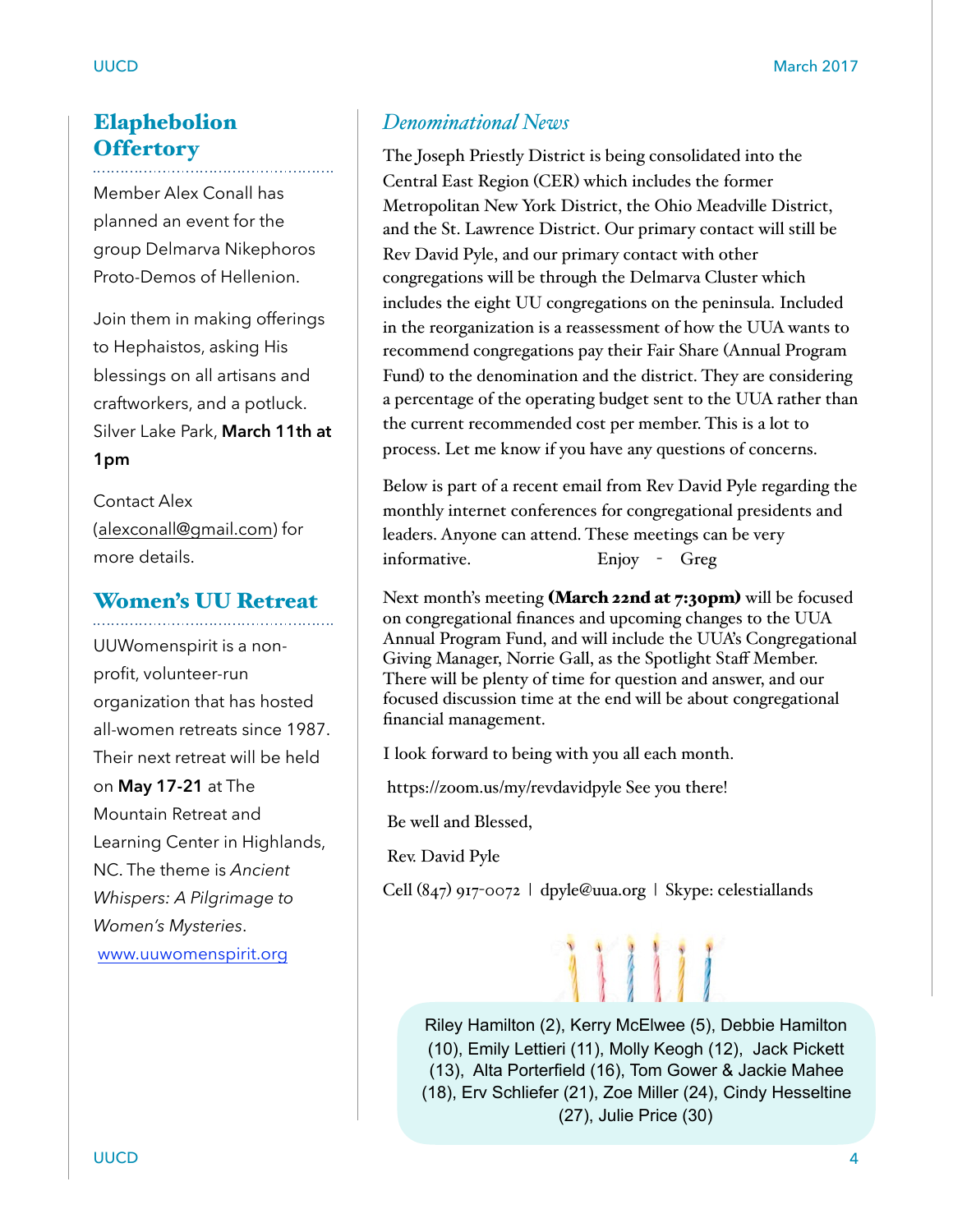## Elaphebolion Offertory

Member Alex Conall has planned an event for the group Delmarva Nikephoros Proto-Demos of Hellenion.

Join them in making offerings to Hephaistos, asking His blessings on all artisans and craftworkers, and a potluck. Silver Lake Park, **March 11th at 1pm**

Contact Alex (alexconall@gmail.com) for more details.

## Women's UU Retreat

UUWomenspirit is a non-profit, volunteer-run organization that has hosted all-women retreats since 1987. Their next retreat will be held on **May 17-21** at The Mountain Retreat and Learning Center in Highlands, NC. The theme is *Ancient Whispers: A Pilgrimage to Women's Mysteries*.

www.uuwomenspirit.org

## *Denominational News*

The Joseph Priestly District is being consolidated into the Central East Region (CER) which includes the former Metropolitan New York District, the Ohio Meadville District, and the St. Lawrence District. Our primary contact will still be Rev David Pyle, and our primary contact with other congregations will be through the Delmarva Cluster which includes the eight UU congregations on the peninsula. Included in the reorganization is a reassessment of how the UUA wants to recommend congregations pay their Fair Share (Annual Program Fund) to the denomination and the district. They are considering a percentage of the operating budget sent to the UUA rather than the current recommended cost per member. This is a lot to process. Let me know if you have any questions of concerns.

Below is part of a recent email from Rev David Pyle regarding the monthly internet conferences for congregational presidents and leaders. Anyone can attend. These meetings can be very informative. Enjoy - Greg

Next month's meeting **(March 22nd at 7:30pm)** will be focused on congregational finances and upcoming changes to the UUA Annual Program Fund, and will include the UUA's Congregational Giving Manager, Norrie Gall, as the Spotlight Staff Member. There will be plenty of time for question and answer, and our focused discussion time at the end will be about congregational financial management.

I look forward to being with you all each month.

https://zoom.us/my/revdavidpyle See you there!

Be well and Blessed,

Rev. David Pyle

Cell (847) 917-0072 | dpyle@uua.org | Skype: celestiallands

Riley Hamilton (2), Kerry McElwee (5), Debbie Hamilton (10), Emily Lettieri (11), Molly Keogh (12), Jack Pickett (13), Alta Porterfield (16), Tom Gower & Jackie Mahee (18), Erv Schliefer (21), Zoe Miller (24), Cindy Hesseltine (27), Julie Price (30)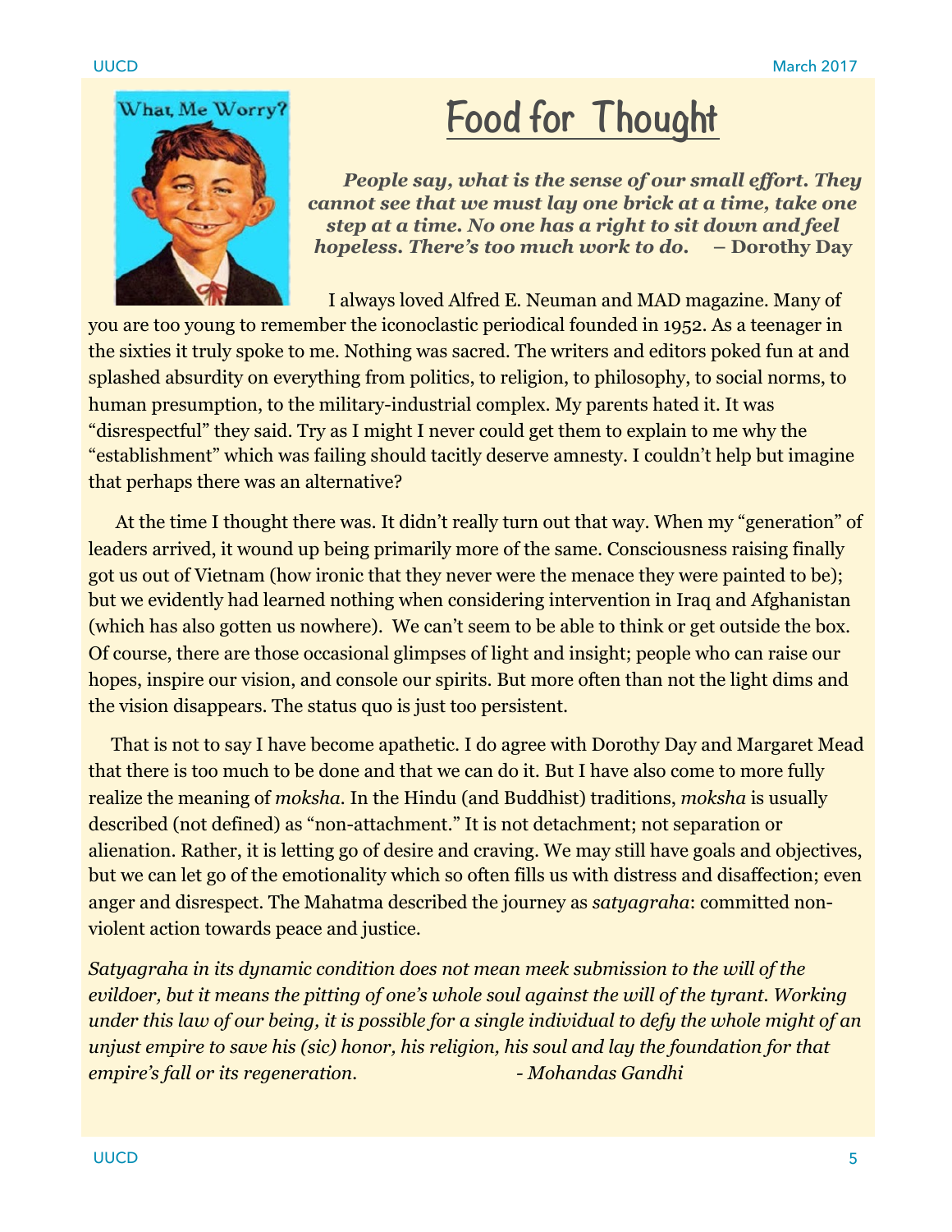# Food for Thought

***People say, what is the sense of our small effort. They cannot see that we must lay one brick at a time, take one step at a time. No one has a right to sit down and feel hopeless. There's too much work to do.* – Dorothy Day**

I always loved Alfred E. Neuman and MAD magazine. Many of you are too young to remember the iconoclastic periodical founded in 1952. As a teenager in the sixties it truly spoke to me. Nothing was sacred. The writers and editors poked fun at and splashed absurdity on everything from politics, to religion, to philosophy, to social norms, to human presumption, to the military-industrial complex. My parents hated it. It was "disrespectful" they said. Try as I might I never could get them to explain to me why the "establishment" which was failing should tacitly deserve amnesty. I couldn't help but imagine that perhaps there was an alternative?

At the time I thought there was. It didn't really turn out that way. When my "generation" of leaders arrived, it wound up being primarily more of the same. Consciousness raising finally got us out of Vietnam (how ironic that they never were the menace they were painted to be); but we evidently had learned nothing when considering intervention in Iraq and Afghanistan (which has also gotten us nowhere). We can't seem to be able to think or get outside the box. Of course, there are those occasional glimpses of light and insight; people who can raise our hopes, inspire our vision, and console our spirits. But more often than not the light dims and the vision disappears. The status quo is just too persistent.

That is not to say I have become apathetic. I do agree with Dorothy Day and Margaret Mead that there is too much to be done and that we can do it. But I have also come to more fully realize the meaning of *moksha*. In the Hindu (and Buddhist) traditions, *moksha* is usually described (not defined) as "non-attachment." It is not detachment; not separation or alienation. Rather, it is letting go of desire and craving. We may still have goals and objectives, but we can let go of the emotionality which so often fills us with distress and disaffection; even anger and disrespect. The Mahatma described the journey as *satyagraha*: committed non-violent action towards peace and justice.

*Satyagraha in its dynamic condition does not mean meek submission to the will of the evildoer, but it means the pitting of one's whole soul against the will of the tyrant. Working under this law of our being, it is possible for a single individual to defy the whole might of an unjust empire to save his (sic) honor, his religion, his soul and lay the foundation for that empire's fall or its regeneration.* *- Mohandas Gandhi*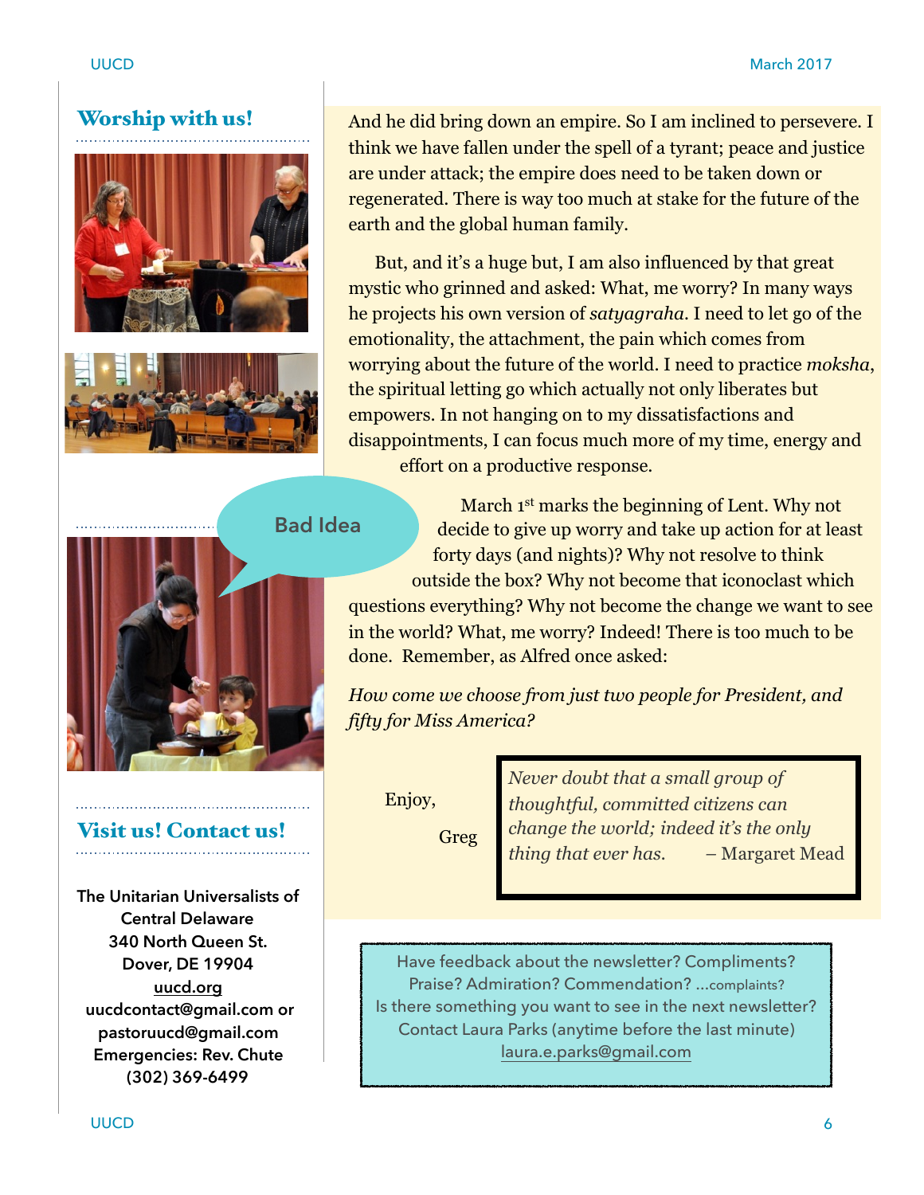## Worship with us!

Bad Idea

## Visit us! Contact us!

**The Unitarian Universalists of Central Delaware**
**340 North Queen St.**
**Dover, DE 19904**
**uucd.org**
**uucdcontact@gmail.com or pastoruucd@gmail.com**
**Emergencies: Rev. Chute**
**(302) 369-6499**

And he did bring down an empire. So I am inclined to persevere. I think we have fallen under the spell of a tyrant; peace and justice are under attack; the empire does need to be taken down or regenerated. There is way too much at stake for the future of the earth and the global human family.

But, and it's a huge but, I am also influenced by that great mystic who grinned and asked: What, me worry? In many ways he projects his own version of *satyagraha*. I need to let go of the emotionality, the attachment, the pain which comes from worrying about the future of the world. I need to practice *moksha*, the spiritual letting go which actually not only liberates but empowers. In not hanging on to my dissatisfactions and disappointments, I can focus much more of my time, energy and effort on a productive response.

March 1st marks the beginning of Lent. Why not decide to give up worry and take up action for at least forty days (and nights)? Why not resolve to think outside the box? Why not become that iconoclast which questions everything? Why not become the change we want to see in the world? What, me worry? Indeed! There is too much to be done. Remember, as Alfred once asked:

*How come we choose from just two people for President, and fifty for Miss America?*

Enjoy,

Greg

> *Never doubt that a small group of thoughtful, committed citizens can change the world; indeed it's the only thing that ever has.* – Margaret Mead

Have feedback about the newsletter? Compliments? Praise? Admiration? Commendation? ...complaints?
Is there something you want to see in the next newsletter?
Contact Laura Parks (anytime before the last minute)
laura.e.parks@gmail.com